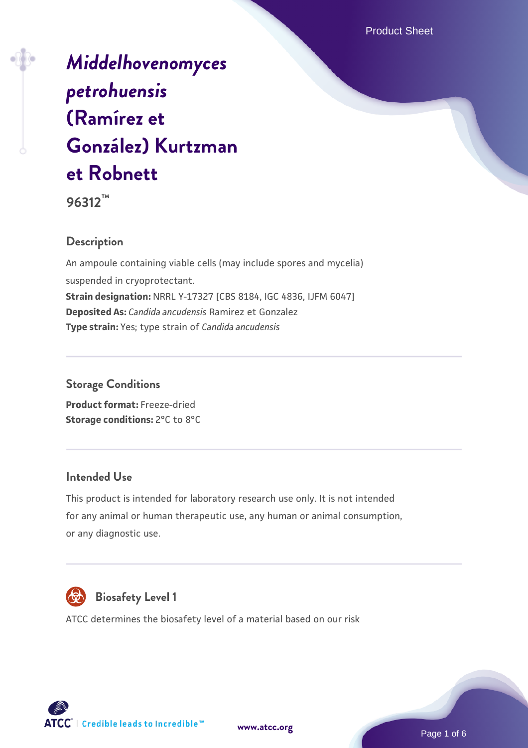Product Sheet

# *Middelhovenomyces petrohuensis* (Ramírez et González) Kurtzman et Robnett

**96312™**

## Description

An ampoule containing viable cells (may include spores and mycelia) suspended in cryoprotectant.

**Strain designation:** NRRL Y-17327 [CBS 8184, IGC 4836, IJFM 6047]

**Deposited As:** *Candida ancudensis* Ramirez et Gonzalez

**Type strain:** Yes; type strain of *Candida ancudensis*

## Storage Conditions

**Product format:** Freeze-dried

**Storage conditions:** 2°C to 8°C

## Intended Use

This product is intended for laboratory research use only. It is not intended for any animal or human therapeutic use, any human or animal consumption, or any diagnostic use.

## Biosafety Level 1

ATCC determines the biosafety level of a material based on our risk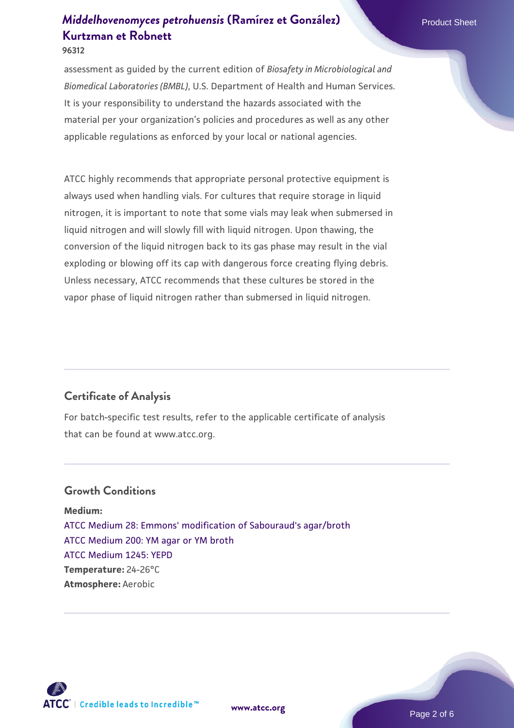assessment as guided by the current edition of *Biosafety in Microbiological and Biomedical Laboratories (BMBL)*, U.S. Department of Health and Human Services. It is your responsibility to understand the hazards associated with the material per your organization's policies and procedures as well as any other applicable regulations as enforced by your local or national agencies.

ATCC highly recommends that appropriate personal protective equipment is always used when handling vials. For cultures that require storage in liquid nitrogen, it is important to note that some vials may leak when submersed in liquid nitrogen and will slowly fill with liquid nitrogen. Upon thawing, the conversion of the liquid nitrogen back to its gas phase may result in the vial exploding or blowing off its cap with dangerous force creating flying debris. Unless necessary, ATCC recommends that these cultures be stored in the vapor phase of liquid nitrogen rather than submersed in liquid nitrogen.

## Certificate of Analysis

For batch-specific test results, refer to the applicable certificate of analysis that can be found at www.atcc.org.

## Growth Conditions

**Medium:**
ATCC Medium 28: Emmons' modification of Sabouraud's agar/broth
ATCC Medium 200: YM agar or YM broth
ATCC Medium 1245: YEPD
**Temperature:** 24-26°C
**Atmosphere:** Aerobic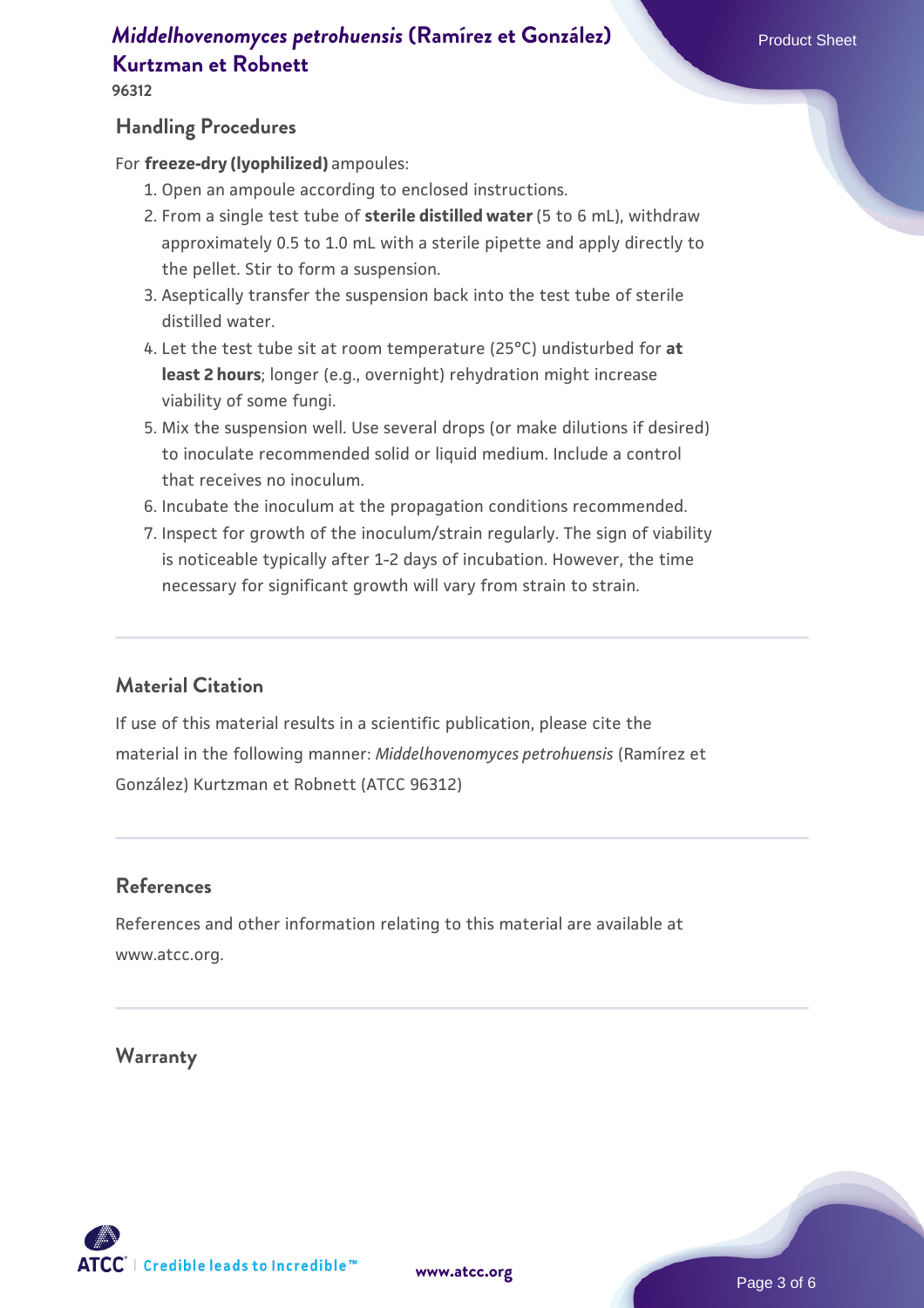## Handling Procedures

For **freeze-dry (lyophilized)** ampoules:

1. Open an ampoule according to enclosed instructions.
2. From a single test tube of **sterile distilled water** (5 to 6 mL), withdraw approximately 0.5 to 1.0 mL with a sterile pipette and apply directly to the pellet. Stir to form a suspension.
3. Aseptically transfer the suspension back into the test tube of sterile distilled water.
4. Let the test tube sit at room temperature (25°C) undisturbed for **at least 2 hours**; longer (e.g., overnight) rehydration might increase viability of some fungi.
5. Mix the suspension well. Use several drops (or make dilutions if desired) to inoculate recommended solid or liquid medium. Include a control that receives no inoculum.
6. Incubate the inoculum at the propagation conditions recommended.
7. Inspect for growth of the inoculum/strain regularly. The sign of viability is noticeable typically after 1-2 days of incubation. However, the time necessary for significant growth will vary from strain to strain.

## Material Citation

If use of this material results in a scientific publication, please cite the material in the following manner: *Middelhovenomyces petrohuensis* (Ramírez et González) Kurtzman et Robnett (ATCC 96312)

## References

References and other information relating to this material are available at www.atcc.org.

## Warranty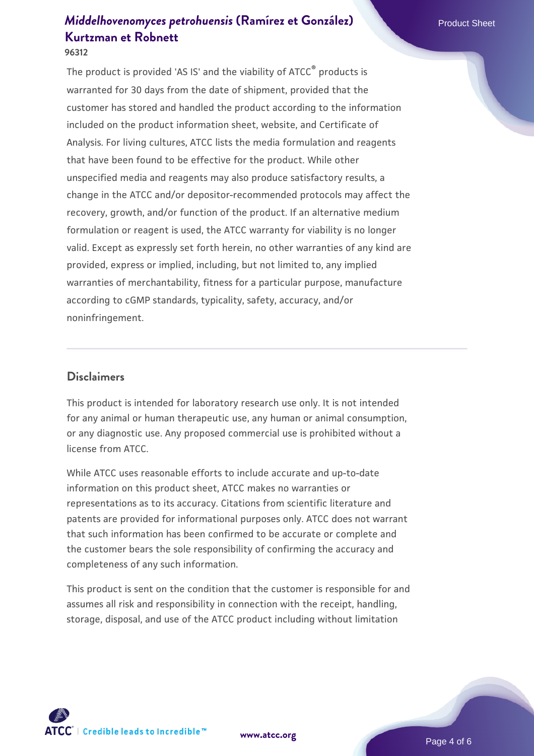The product is provided 'AS IS' and the viability of ATCC® products is warranted for 30 days from the date of shipment, provided that the customer has stored and handled the product according to the information included on the product information sheet, website, and Certificate of Analysis. For living cultures, ATCC lists the media formulation and reagents that have been found to be effective for the product. While other unspecified media and reagents may also produce satisfactory results, a change in the ATCC and/or depositor-recommended protocols may affect the recovery, growth, and/or function of the product. If an alternative medium formulation or reagent is used, the ATCC warranty for viability is no longer valid. Except as expressly set forth herein, no other warranties of any kind are provided, express or implied, including, but not limited to, any implied warranties of merchantability, fitness for a particular purpose, manufacture according to cGMP standards, typicality, safety, accuracy, and/or noninfringement.

## Disclaimers

This product is intended for laboratory research use only. It is not intended for any animal or human therapeutic use, any human or animal consumption, or any diagnostic use. Any proposed commercial use is prohibited without a license from ATCC.

While ATCC uses reasonable efforts to include accurate and up-to-date information on this product sheet, ATCC makes no warranties or representations as to its accuracy. Citations from scientific literature and patents are provided for informational purposes only. ATCC does not warrant that such information has been confirmed to be accurate or complete and the customer bears the sole responsibility of confirming the accuracy and completeness of any such information.

This product is sent on the condition that the customer is responsible for and assumes all risk and responsibility in connection with the receipt, handling, storage, disposal, and use of the ATCC product including without limitation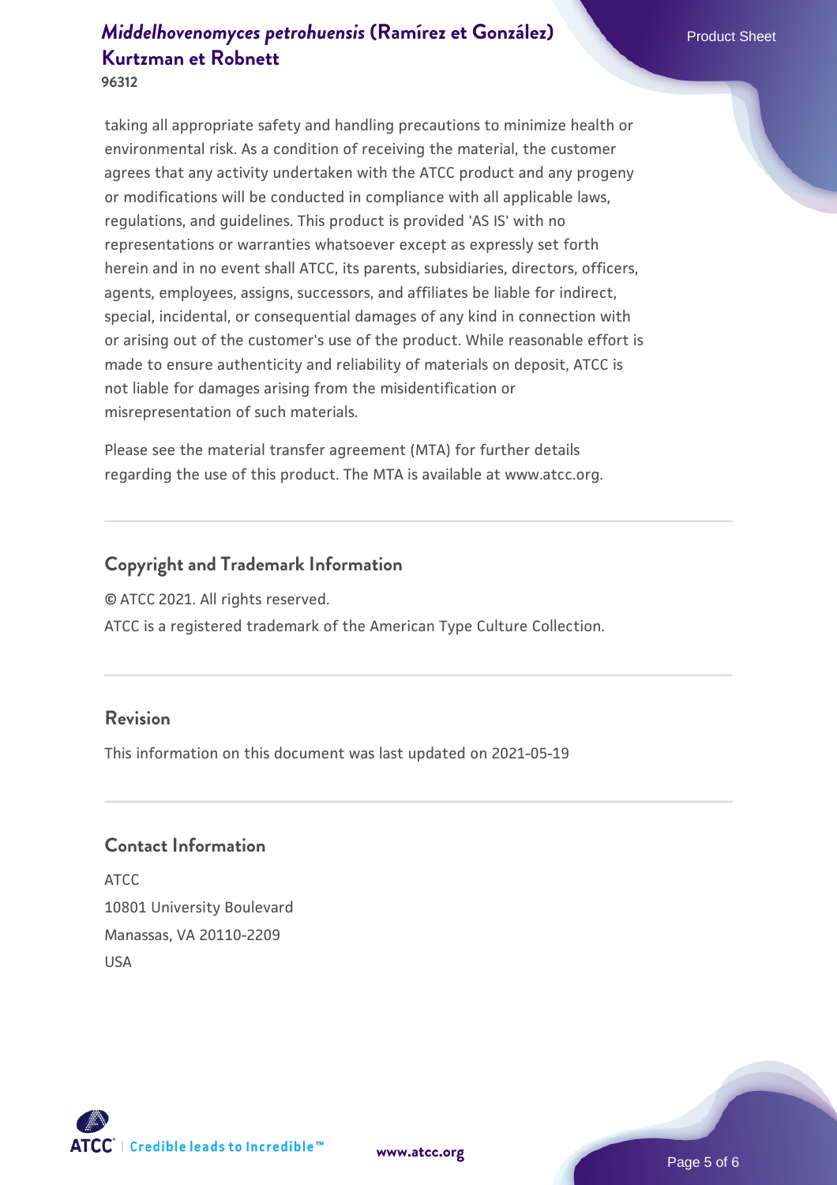taking all appropriate safety and handling precautions to minimize health or environmental risk. As a condition of receiving the material, the customer agrees that any activity undertaken with the ATCC product and any progeny or modifications will be conducted in compliance with all applicable laws, regulations, and guidelines. This product is provided 'AS IS' with no representations or warranties whatsoever except as expressly set forth herein and in no event shall ATCC, its parents, subsidiaries, directors, officers, agents, employees, assigns, successors, and affiliates be liable for indirect, special, incidental, or consequential damages of any kind in connection with or arising out of the customer's use of the product. While reasonable effort is made to ensure authenticity and reliability of materials on deposit, ATCC is not liable for damages arising from the misidentification or misrepresentation of such materials.

Please see the material transfer agreement (MTA) for further details regarding the use of this product. The MTA is available at www.atcc.org.

## Copyright and Trademark Information

© ATCC 2021. All rights reserved.

ATCC is a registered trademark of the American Type Culture Collection.

## Revision

This information on this document was last updated on 2021-05-19

## Contact Information

ATCC
10801 University Boulevard
Manassas, VA 20110-2209
USA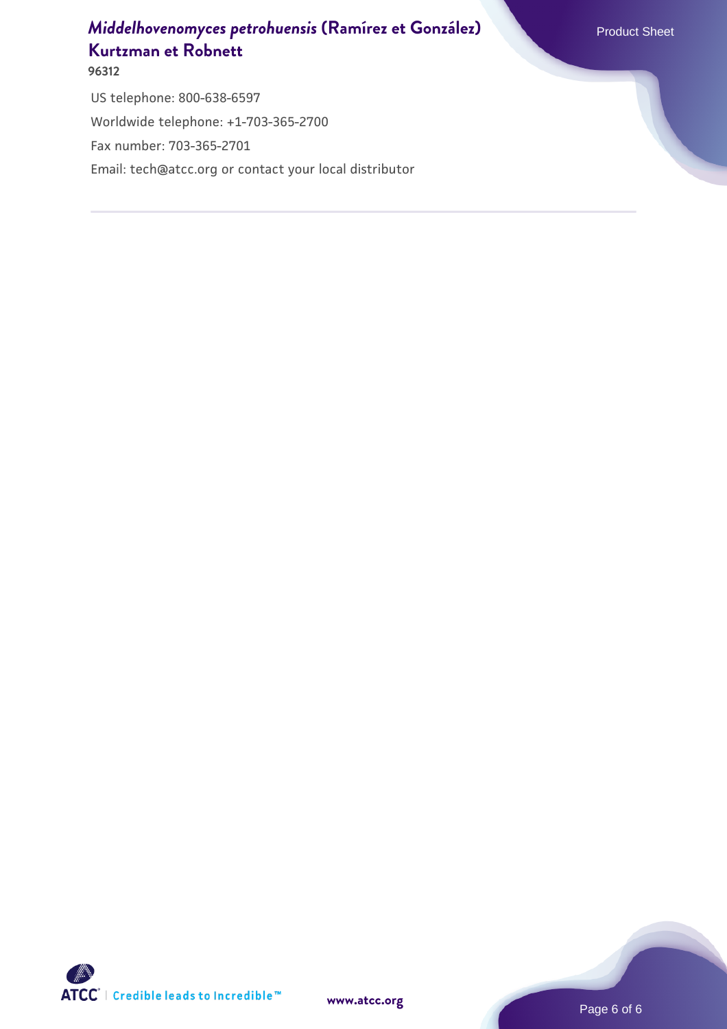US telephone: 800-638-6597

Worldwide telephone: +1-703-365-2700

Fax number: 703-365-2701

Email: tech@atcc.org or contact your local distributor